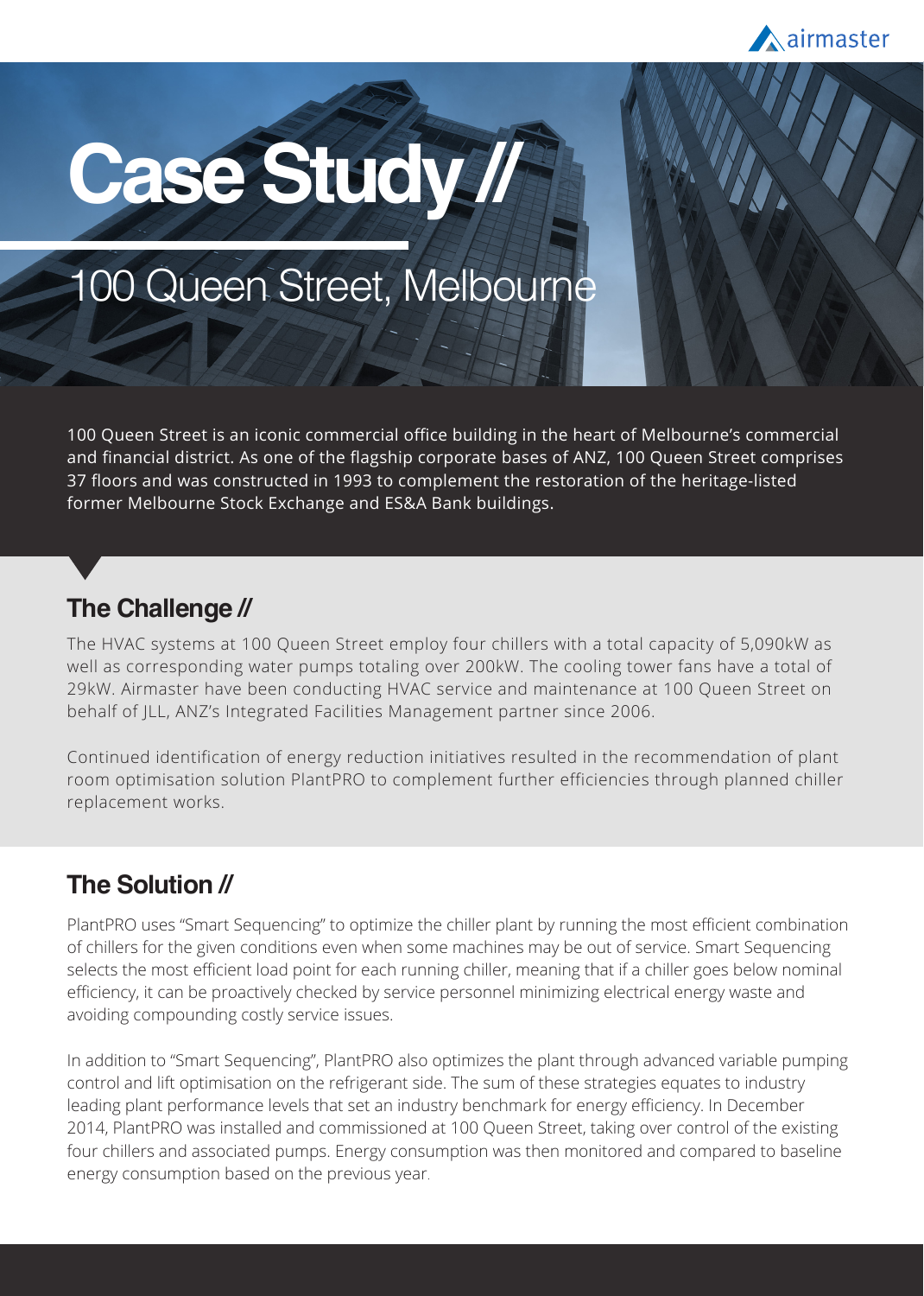# Case Study //

## 100 Queen Street, Melbourne

100 Queen Street is an iconic commercial office building in the heart of Melbourne's commercial and financial district. As one of the flagship corporate bases of ANZ, 100 Queen Street comprises 37 floors and was constructed in 1993 to complement the restoration of the heritage-listed former Melbourne Stock Exchange and ES&A Bank buildings.

## The Challenge //

The HVAC systems at 100 Queen Street employ four chillers with a total capacity of 5,090kW as well as corresponding water pumps totaling over 200kW. The cooling tower fans have a total of 29kW. Airmaster have been conducting HVAC service and maintenance at 100 Queen Street on behalf of JLL, ANZ's Integrated Facilities Management partner since 2006.

Continued identification of energy reduction initiatives resulted in the recommendation of plant room optimisation solution PlantPRO to complement further efficiencies through planned chiller replacement works.

## The Solution //

PlantPRO uses "Smart Sequencing" to optimize the chiller plant by running the most efficient combination of chillers for the given conditions even when some machines may be out of service. Smart Sequencing selects the most efficient load point for each running chiller, meaning that if a chiller goes below nominal efficiency, it can be proactively checked by service personnel minimizing electrical energy waste and avoiding compounding costly service issues.

In addition to "Smart Sequencing", PlantPRO also optimizes the plant through advanced variable pumping control and lift optimisation on the refrigerant side. The sum of these strategies equates to industry leading plant performance levels that set an industry benchmark for energy efficiency. In December 2014, PlantPRO was installed and commissioned at 100 Queen Street, taking over control of the existing four chillers and associated pumps. Energy consumption was then monitored and compared to baseline energy consumption based on the previous year.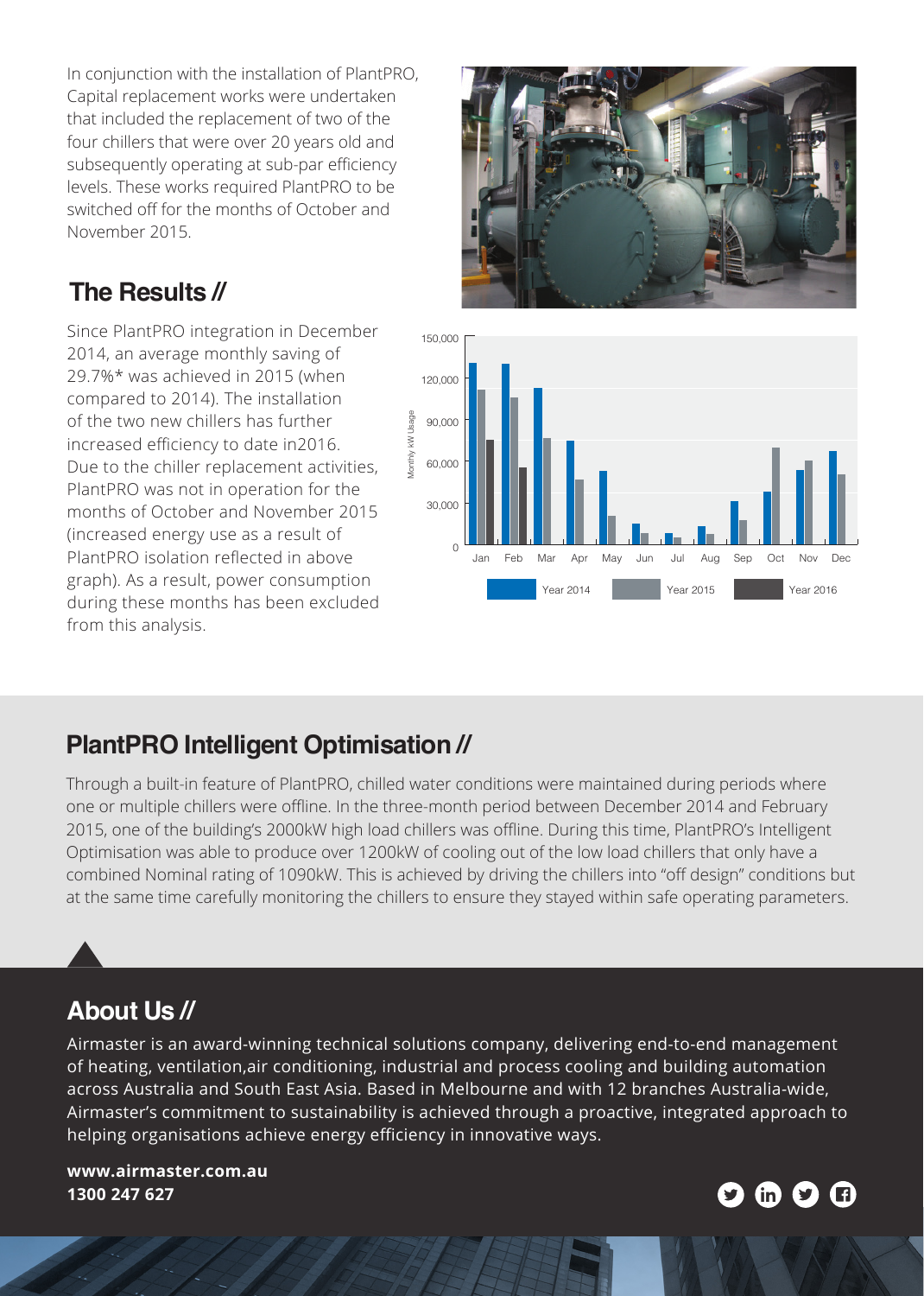In conjunction with the installation of PlantPRO, Capital replacement works were undertaken that included the replacement of two of the four chillers that were over 20 years old and subsequently operating at sub-par efficiency levels. These works required PlantPRO to be switched off for the months of October and November 2015.

## The Results //

Since PlantPRO integration in December 2014, an average monthly saving of 29.7%* was achieved in 2015 (when compared to 2014). The installation of the two new chillers has further increased efficiency to date in2016. Due to the chiller replacement activities, PlantPRO was not in operation for the months of October and November 2015 (increased energy use as a result of PlantPRO isolation reflected in above graph). As a result, power consumption during these months has been excluded from this analysis.

Monthly kW Usage

150,000
120,000
90,000
60,000
30,000
0

Jan Feb Mar Apr May Jun Jul Aug Sep Oct Nov Dec

Year 2014 Year 2015 Year 2016

## PlantPRO Intelligent Optimisation //

Through a built-in feature of PlantPRO, chilled water conditions were maintained during periods where one or multiple chillers were offline. In the three-month period between December 2014 and February 2015, one of the building's 2000kW high load chillers was offline. During this time, PlantPRO's Intelligent Optimisation was able to produce over 1200kW of cooling out of the low load chillers that only have a combined Nominal rating of 1090kW. This is achieved by driving the chillers into "off design" conditions but at the same time carefully monitoring the chillers to ensure they stayed within safe operating parameters.

## About Us //

Airmaster is an award-winning technical solutions company, delivering end-to-end management of heating, ventilation,air conditioning, industrial and process cooling and building automation across Australia and South East Asia. Based in Melbourne and with 12 branches Australia-wide, Airmaster's commitment to sustainability is achieved through a proactive, integrated approach to helping organisations achieve energy efficiency in innovative ways.

**www.airmaster.com.au**
**1300 247 627**